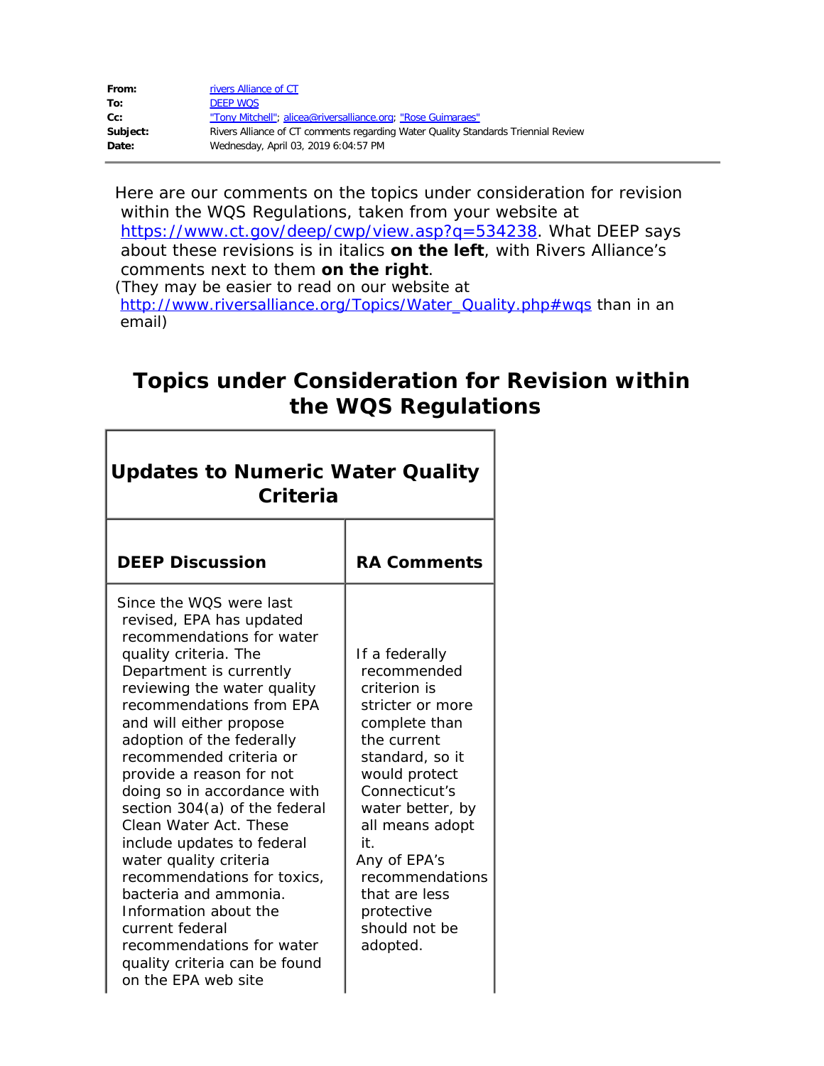| | |
|---|---|
| **From:** | rivers Alliance of CT |
| **To:** | DEEP WQS |
| **Cc:** | "Tony Mitchell"; alicea@riversalliance.org; "Rose Guimaraes" |
| **Subject:** | Rivers Alliance of CT comments regarding Water Quality Standards Triennial Review |
| **Date:** | Wednesday, April 03, 2019 6:04:57 PM |

---

Here are our comments on the topics under consideration for revision within the WQS Regulations, taken from your website at https://www.ct.gov/deep/cwp/view.asp?q=534238. What DEEP says about these revisions is in italics **on the left**, with Rivers Alliance's comments next to them **on the right**.
(They may be easier to read on our website at http://www.riversalliance.org/Topics/Water_Quality.php#wqs than in an email)

# Topics under Consideration for Revision within the WQS Regulations

| **Updates to Numeric Water Quality Criteria** | |
|---|---|
| **DEEP Discussion** | **RA Comments** |
| Since the WQS were last revised, EPA has updated recommendations for water quality criteria. The Department is currently reviewing the water quality recommendations from EPA and will either propose adoption of the federally recommended criteria or provide a reason for not doing so in accordance with section 304(a) of the federal Clean Water Act. These include updates to federal water quality criteria recommendations for toxics, bacteria and ammonia. Information about the current federal recommendations for water quality criteria can be found on the EPA web site | If a federally recommended criterion is stricter or more complete than the current standard, so it would protect Connecticut's water better, by all means adopt it.<br>Any of EPA's recommendations that are less protective should not be adopted. |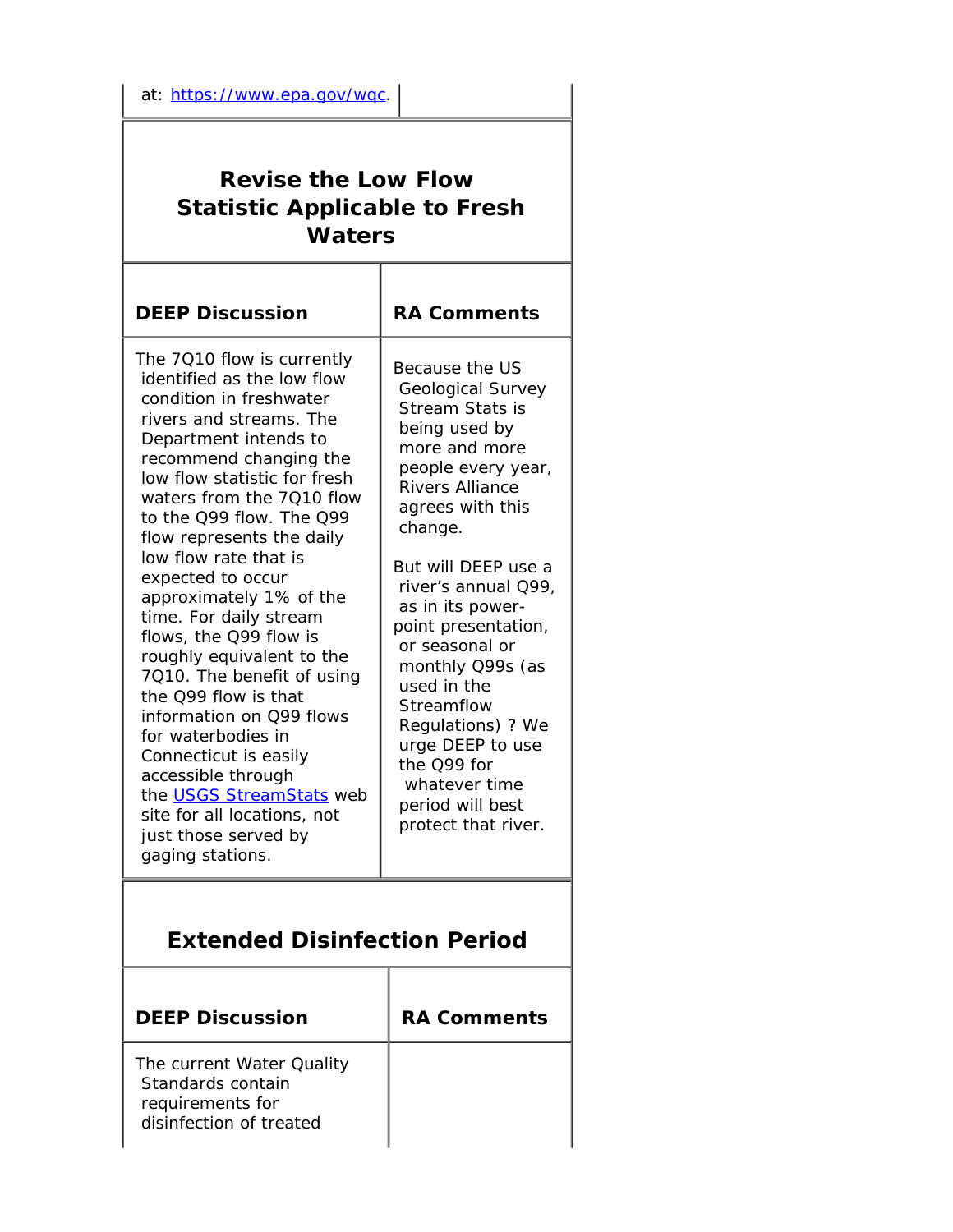| at: https://www.epa.gov/wqc. | |
|---|---|

## Revise the Low Flow Statistic Applicable to Fresh Waters

| DEEP Discussion | RA Comments |
|---|---|
| The 7Q10 flow is currently identified as the low flow condition in freshwater rivers and streams. The Department intends to recommend changing the low flow statistic for fresh waters from the 7Q10 flow to the Q99 flow. The Q99 flow represents the daily low flow rate that is expected to occur approximately 1% of the time. For daily stream flows, the Q99 flow is roughly equivalent to the 7Q10. The benefit of using the Q99 flow is that information on Q99 flows for waterbodies in Connecticut is easily accessible through the USGS StreamStats web site for all locations, not just those served by gaging stations. | Because the US Geological Survey Stream Stats is being used by more and more people every year, Rivers Alliance agrees with this change.<br><br>But will DEEP use a river's annual Q99, as in its power-point presentation, or seasonal or monthly Q99s (as used in the Streamflow Regulations) ? We urge DEEP to use the Q99 for whatever time period will best protect that river. |

## Extended Disinfection Period

| DEEP Discussion | RA Comments |
|---|---|
| The current Water Quality Standards contain requirements for disinfection of treated | |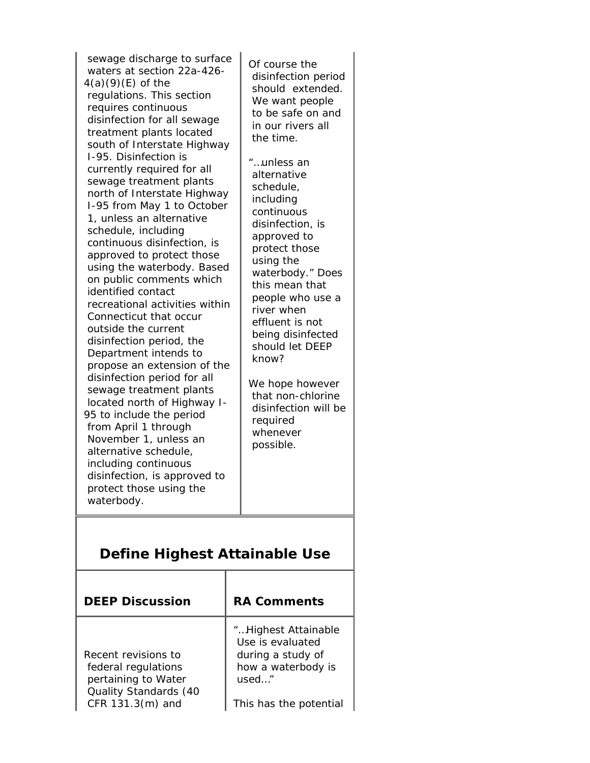| | |
|---|---|
| sewage discharge to surface waters at section 22a-426-4(a)(9)(E) of the regulations. This section requires continuous disinfection for all sewage treatment plants located south of Interstate Highway I-95. Disinfection is currently required for all sewage treatment plants north of Interstate Highway I-95 from May 1 to October 1, unless an alternative schedule, including continuous disinfection, is approved to protect those using the waterbody. Based on public comments which identified contact recreational activities within Connecticut that occur outside the current disinfection period, the Department intends to propose an extension of the disinfection period for all sewage treatment plants located north of Highway I-95 to include the period from April 1 through November 1, unless an alternative schedule, including continuous disinfection, is approved to protect those using the waterbody. | Of course the disinfection period should extended. We want people to be safe on and in our rivers all the time.<br><br>"…unless an alternative schedule, including continuous disinfection, is approved to protect those using the waterbody." Does this mean that people who use a river when effluent is not being disinfected should let DEEP know?<br><br>We hope however that non-chlorine disinfection will be required whenever possible. |

## Define Highest Attainable Use

| DEEP Discussion | RA Comments |
|---|---|
| Recent revisions to federal regulations pertaining to Water Quality Standards (40 CFR 131.3(m) and | "…Highest Attainable Use is evaluated during a study of how a waterbody is used…"<br><br>This has the potential |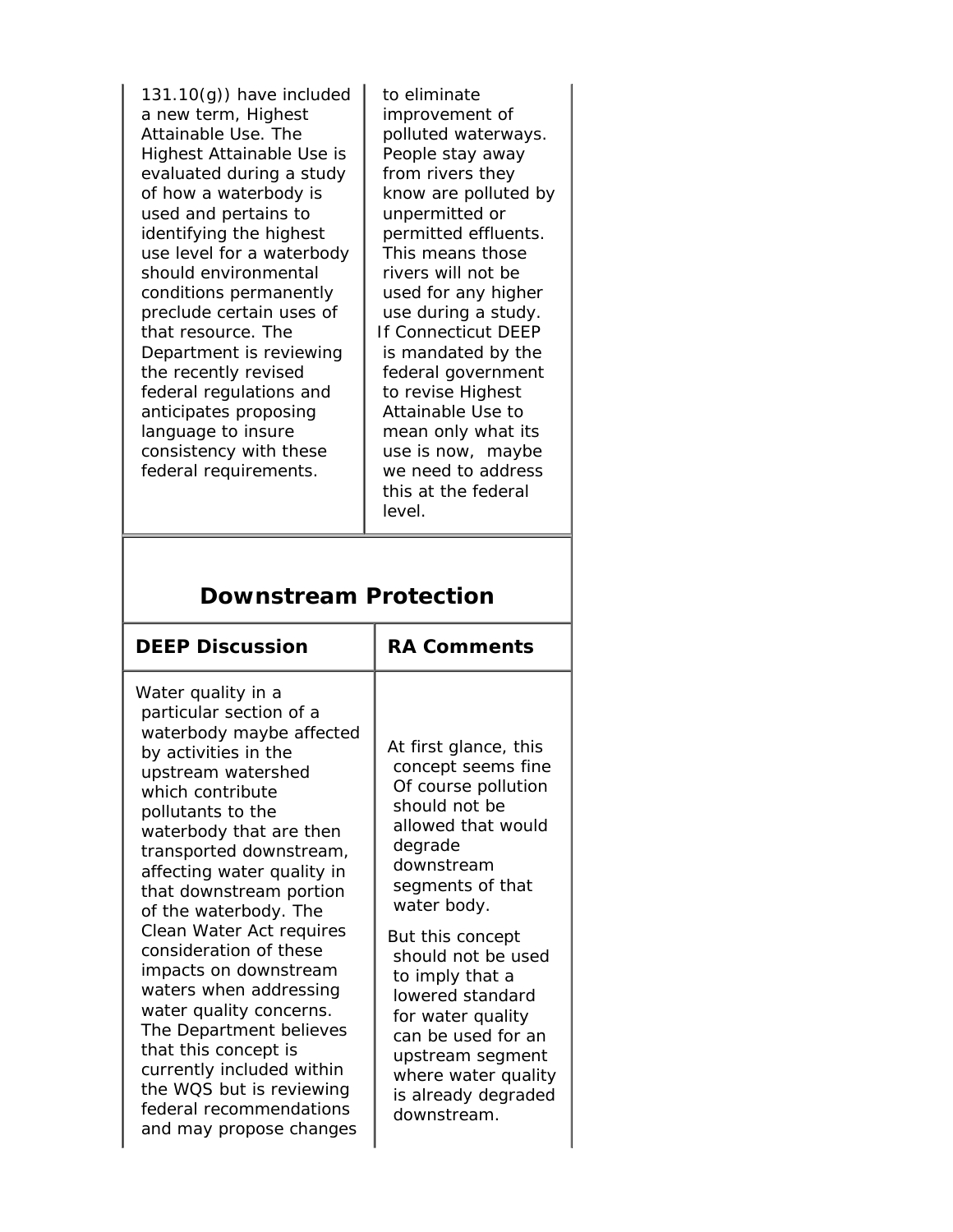| | |
|---|---|
| 131.10(g)) have included a new term, Highest Attainable Use. The Highest Attainable Use is evaluated during a study of how a waterbody is used and pertains to identifying the highest use level for a waterbody should environmental conditions permanently preclude certain uses of that resource. The Department is reviewing the recently revised federal regulations and anticipates proposing language to insure consistency with these federal requirements. | to eliminate improvement of polluted waterways. People stay away from rivers they know are polluted by unpermitted or permitted effluents. This means those rivers will not be used for any higher use during a study. If Connecticut DEEP is mandated by the federal government to revise Highest Attainable Use to mean only what its use is now, maybe we need to address this at the federal level. |

## Downstream Protection

| DEEP Discussion | RA Comments |
|---|---|
| Water quality in a particular section of a waterbody maybe affected by activities in the upstream watershed which contribute pollutants to the waterbody that are then transported downstream, affecting water quality in that downstream portion of the waterbody. The Clean Water Act requires consideration of these impacts on downstream waters when addressing water quality concerns. The Department believes that this concept is currently included within the WQS but is reviewing federal recommendations and may propose changes | At first glance, this concept seems fine Of course pollution should not be allowed that would degrade downstream segments of that water body. <br><br> But this concept should not be used to imply that a lowered standard for water quality can be used for an upstream segment where water quality is already degraded downstream. |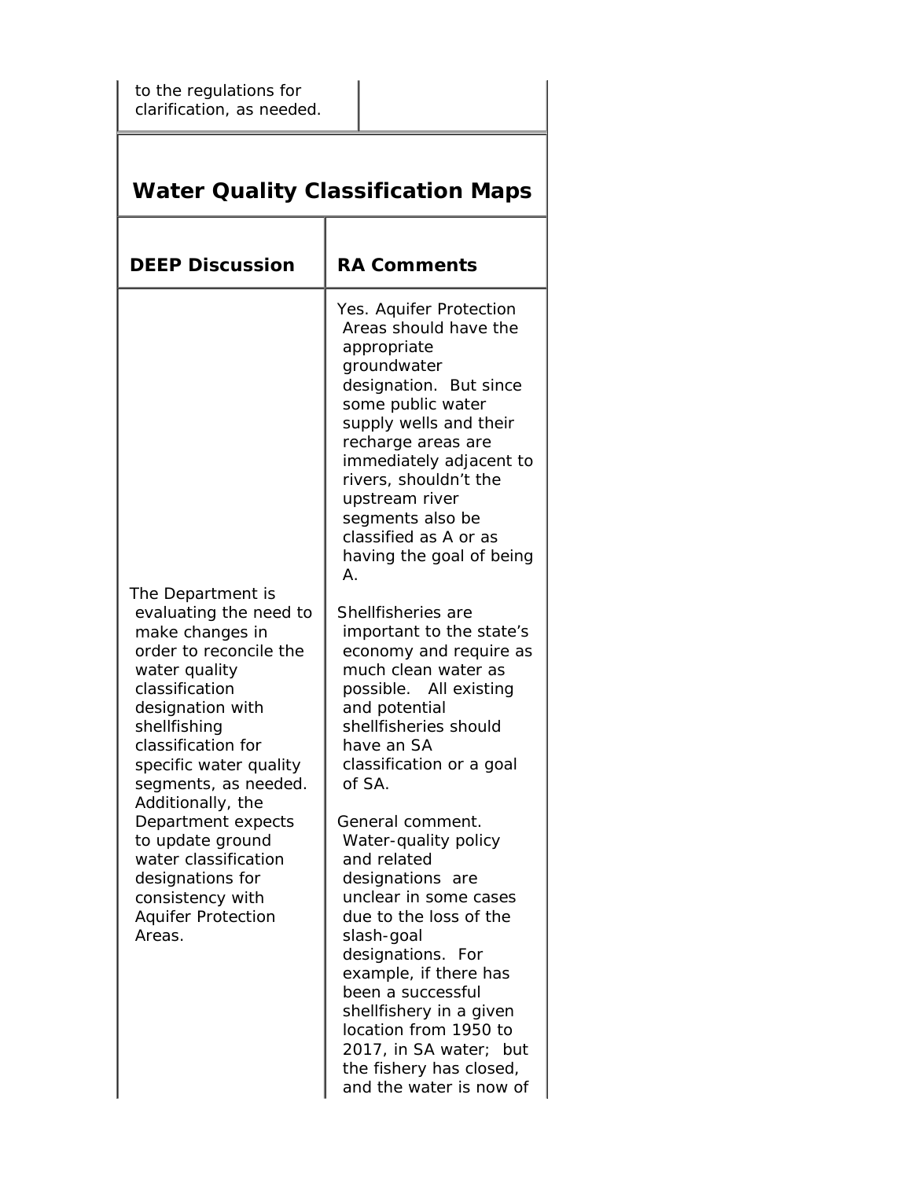| | |
|---|---|
| to the regulations for clarification, as needed. | |

## Water Quality Classification Maps

| DEEP Discussion | RA Comments |
|---|---|
| The Department is evaluating the need to make changes in order to reconcile the water quality classification designation with shellfishing classification for specific water quality segments, as needed. Additionally, the Department expects to update ground water classification designations for consistency with Aquifer Protection Areas. | Yes. Aquifer Protection Areas should have the appropriate groundwater designation. But since some public water supply wells and their recharge areas are immediately adjacent to rivers, shouldn't the upstream river segments also be classified as A or as having the goal of being A.<br><br>Shellfisheries are important to the state's economy and require as much clean water as possible. All existing and potential shellfisheries should have an SA classification or a goal of SA.<br><br>General comment. Water-quality policy and related designations are unclear in some cases due to the loss of the slash-goal designations. For example, if there has been a successful shellfishery in a given location from 1950 to 2017, in SA water; but the fishery has closed, and the water is now of |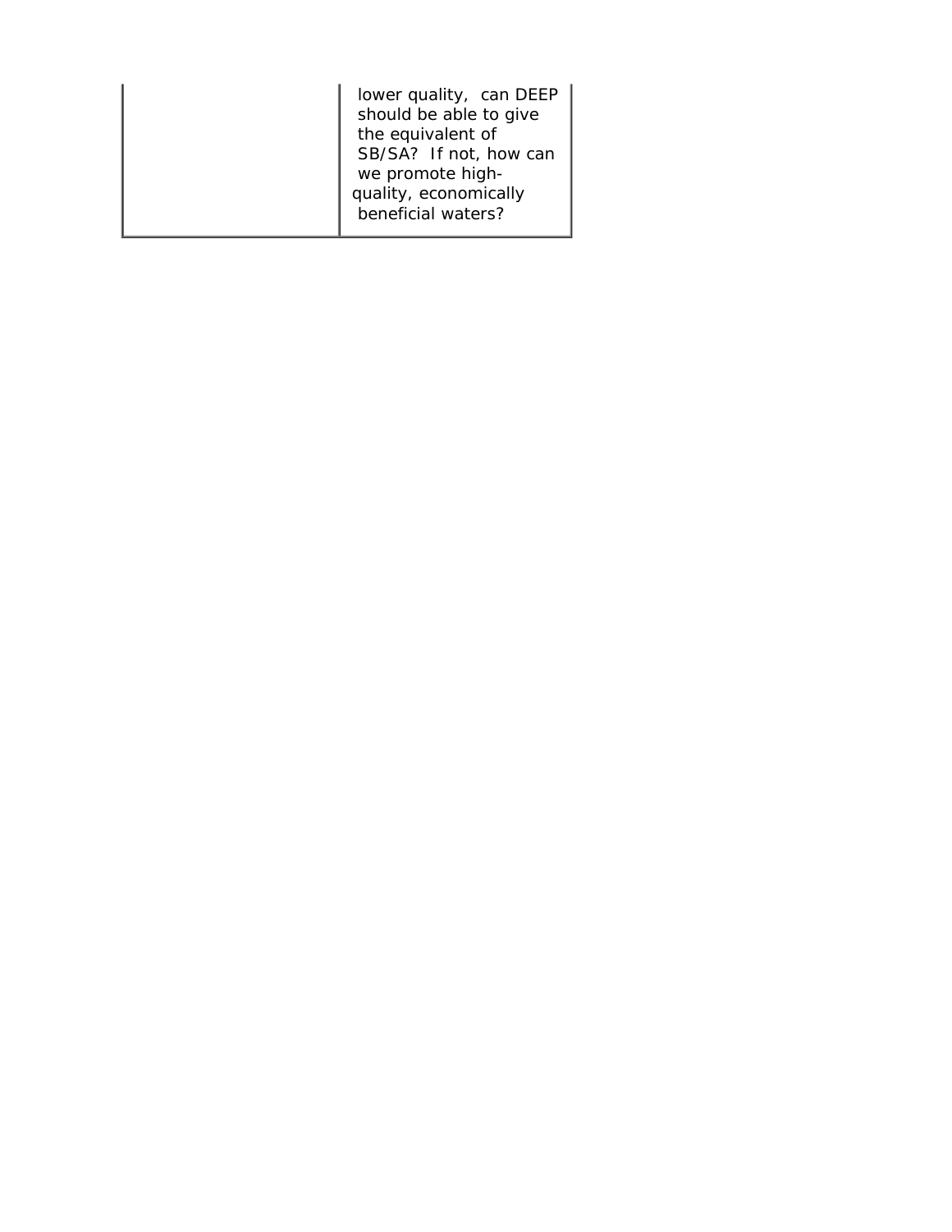| | |
|---|---|
| | lower quality, can DEEP should be able to give the equivalent of SB/SA? If not, how can we promote high-quality, economically beneficial waters? |